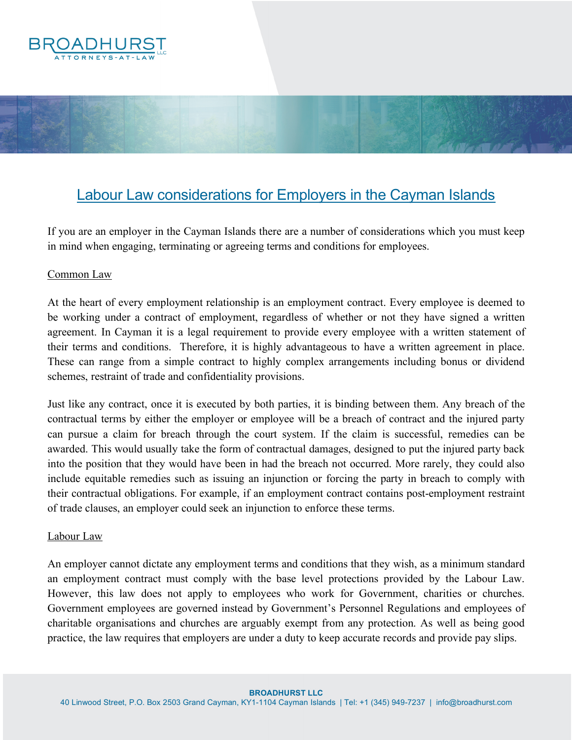# Labour Law considerations for Employers in the Cayman Islands

If you are an employer in the Cayman Islands there are a number of considerations which you must keep in mind when engaging, terminating or agreeing terms and conditions for employees.

## Common Law

At the heart of every employment relationship is an employment contract. Every employee is deemed to be working under a contract of employment, regardless of whether or not they have signed a written agreement. In Cayman it is a legal requirement to provide every employee with a written statement of their terms and conditions. Therefore, it is highly advantageous to have a written agreement in place. These can range from a simple contract to highly complex arrangements including bonus or dividend schemes, restraint of trade and confidentiality provisions.

Just like any contract, once it is executed by both parties, it is binding between them. Any breach of the contractual terms by either the employer or employee will be a breach of contract and the injured party can pursue a claim for breach through the court system. If the claim is successful, remedies can be awarded. This would usually take the form of contractual damages, designed to put the injured party back into the position that they would have been in had the breach not occurred. More rarely, they could also include equitable remedies such as issuing an injunction or forcing the party in breach to comply with their contractual obligations. For example, if an employment contract contains post-employment restraint of trade clauses, an employer could seek an injunction to enforce these terms.

## Labour Law

An employer cannot dictate any employment terms and conditions that they wish, as a minimum standard an employment contract must comply with the base level protections provided by the Labour Law. However, this law does not apply to employees who work for Government, charities or churches. Government employees are governed instead by Government's Personnel Regulations and employees of charitable organisations and churches are arguably exempt from any protection. As well as being good practice, the law requires that employers are under a duty to keep accurate records and provide pay slips.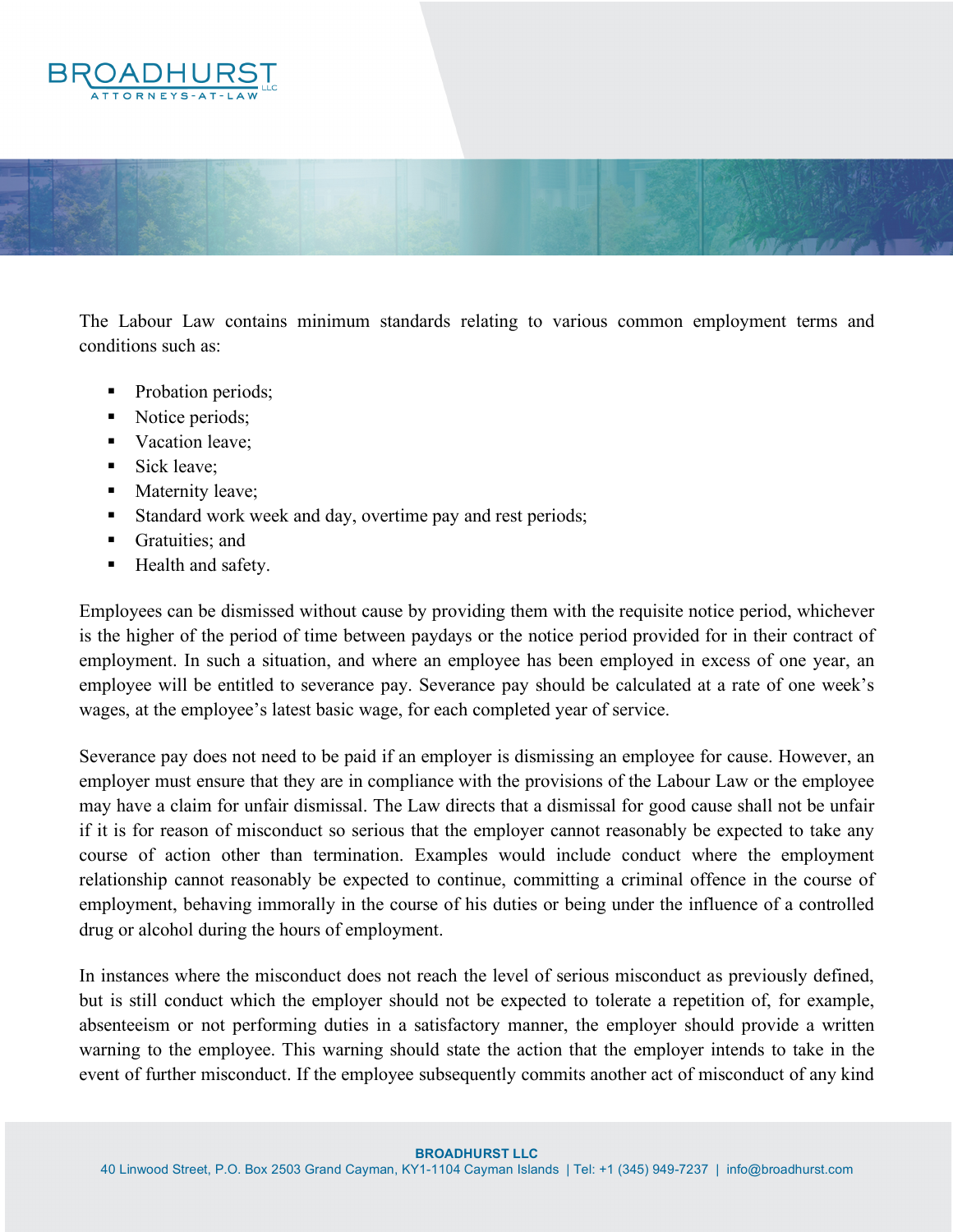The Labour Law contains minimum standards relating to various common employment terms and conditions such as:

- Probation periods;
- Notice periods;
- Vacation leave;
- Sick leave;
- Maternity leave;
- Standard work week and day, overtime pay and rest periods;
- Gratuities; and
- Health and safety.

Employees can be dismissed without cause by providing them with the requisite notice period, whichever is the higher of the period of time between paydays or the notice period provided for in their contract of employment. In such a situation, and where an employee has been employed in excess of one year, an employee will be entitled to severance pay. Severance pay should be calculated at a rate of one week's wages, at the employee's latest basic wage, for each completed year of service.

Severance pay does not need to be paid if an employer is dismissing an employee for cause. However, an employer must ensure that they are in compliance with the provisions of the Labour Law or the employee may have a claim for unfair dismissal. The Law directs that a dismissal for good cause shall not be unfair if it is for reason of misconduct so serious that the employer cannot reasonably be expected to take any course of action other than termination. Examples would include conduct where the employment relationship cannot reasonably be expected to continue, committing a criminal offence in the course of employment, behaving immorally in the course of his duties or being under the influence of a controlled drug or alcohol during the hours of employment.

In instances where the misconduct does not reach the level of serious misconduct as previously defined, but is still conduct which the employer should not be expected to tolerate a repetition of, for example, absenteeism or not performing duties in a satisfactory manner, the employer should provide a written warning to the employee. This warning should state the action that the employer intends to take in the event of further misconduct. If the employee subsequently commits another act of misconduct of any kind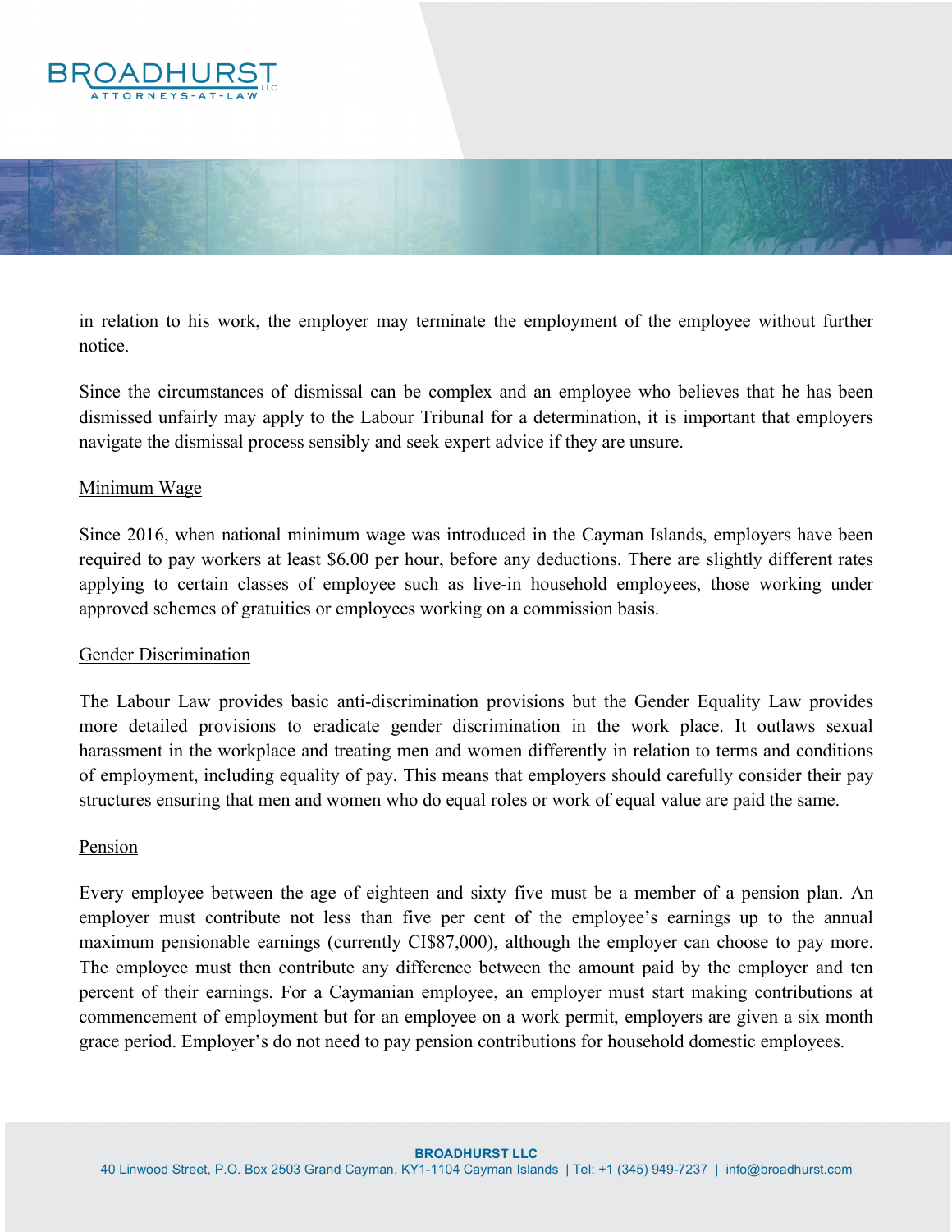in relation to his work, the employer may terminate the employment of the employee without further notice.

Since the circumstances of dismissal can be complex and an employee who believes that he has been dismissed unfairly may apply to the Labour Tribunal for a determination, it is important that employers navigate the dismissal process sensibly and seek expert advice if they are unsure.

## Minimum Wage

Since 2016, when national minimum wage was introduced in the Cayman Islands, employers have been required to pay workers at least $6.00 per hour, before any deductions. There are slightly different rates applying to certain classes of employee such as live-in household employees, those working under approved schemes of gratuities or employees working on a commission basis.

## Gender Discrimination

The Labour Law provides basic anti-discrimination provisions but the Gender Equality Law provides more detailed provisions to eradicate gender discrimination in the work place. It outlaws sexual harassment in the workplace and treating men and women differently in relation to terms and conditions of employment, including equality of pay. This means that employers should carefully consider their pay structures ensuring that men and women who do equal roles or work of equal value are paid the same.

## Pension

Every employee between the age of eighteen and sixty five must be a member of a pension plan. An employer must contribute not less than five per cent of the employee's earnings up to the annual maximum pensionable earnings (currently CI$87,000), although the employer can choose to pay more. The employee must then contribute any difference between the amount paid by the employer and ten percent of their earnings. For a Caymanian employee, an employer must start making contributions at commencement of employment but for an employee on a work permit, employers are given a six month grace period. Employer's do not need to pay pension contributions for household domestic employees.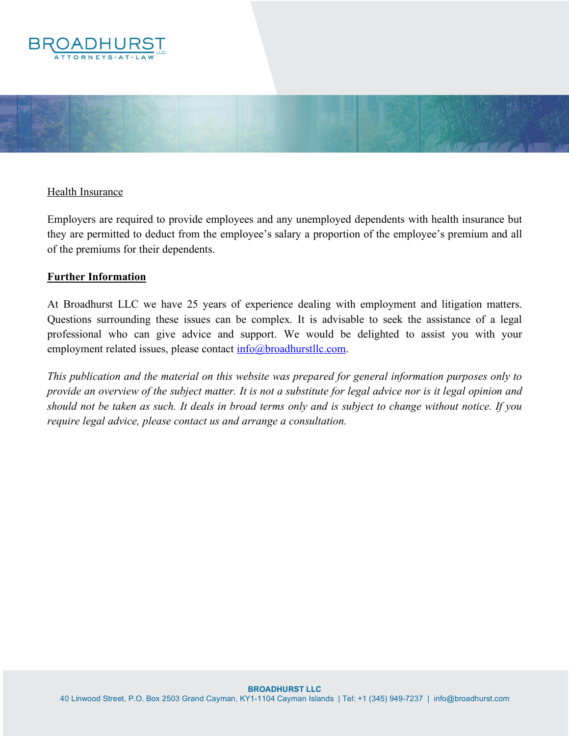Health Insurance

Employers are required to provide employees and any unemployed dependents with health insurance but they are permitted to deduct from the employee's salary a proportion of the employee's premium and all of the premiums for their dependents.

**Further Information**

At Broadhurst LLC we have 25 years of experience dealing with employment and litigation matters. Questions surrounding these issues can be complex. It is advisable to seek the assistance of a legal professional who can give advice and support. We would be delighted to assist you with your employment related issues, please contact info@broadhurstllc.com.

*This publication and the material on this website was prepared for general information purposes only to provide an overview of the subject matter. It is not a substitute for legal advice nor is it legal opinion and should not be taken as such. It deals in broad terms only and is subject to change without notice. If you require legal advice, please contact us and arrange a consultation.*